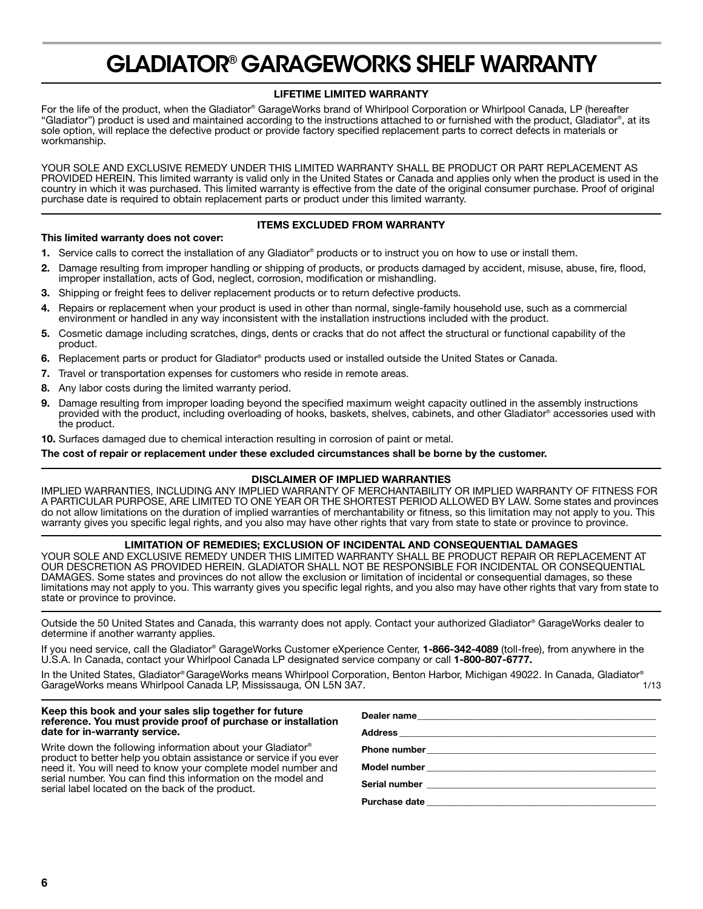# GLADIATOR® GARAGEWORKS SHELF WARRANTY

### LIFETIME LIMITED WARRANTY

For the life of the product, when the Gladiator® GarageWorks brand of Whirlpool Corporation or Whirlpool Canada, LP (hereafter "Gladiator") product is used and maintained according to the instructions attached to or furnished with the product, Gladiator®, at its sole option, will replace the defective product or provide factory specified replacement parts to correct defects in materials or workmanship.

YOUR SOLE AND EXCLUSIVE REMEDY UNDER THIS LIMITED WARRANTY SHALL BE PRODUCT OR PART REPLACEMENT AS PROVIDED HEREIN. This limited warranty is valid only in the United States or Canada and applies only when the product is used in the country in which it was purchased. This limited warranty is effective from the date of the original consumer purchase. Proof of original purchase date is required to obtain replacement parts or product under this limited warranty.

### ITEMS EXCLUDED FROM WARRANTY

**This limited warranty does not cover:**

1. Service calls to correct the installation of any Gladiator® products or to instruct you on how to use or install them.
2. Damage resulting from improper handling or shipping of products, or products damaged by accident, misuse, abuse, fire, flood, improper installation, acts of God, neglect, corrosion, modification or mishandling.
3. Shipping or freight fees to deliver replacement products or to return defective products.
4. Repairs or replacement when your product is used in other than normal, single-family household use, such as a commercial environment or handled in any way inconsistent with the installation instructions included with the product.
5. Cosmetic damage including scratches, dings, dents or cracks that do not affect the structural or functional capability of the product.
6. Replacement parts or product for Gladiator® products used or installed outside the United States or Canada.
7. Travel or transportation expenses for customers who reside in remote areas.
8. Any labor costs during the limited warranty period.
9. Damage resulting from improper loading beyond the specified maximum weight capacity outlined in the assembly instructions provided with the product, including overloading of hooks, baskets, shelves, cabinets, and other Gladiator® accessories used with the product.
10. Surfaces damaged due to chemical interaction resulting in corrosion of paint or metal.

**The cost of repair or replacement under these excluded circumstances shall be borne by the customer.**

### DISCLAIMER OF IMPLIED WARRANTIES

IMPLIED WARRANTIES, INCLUDING ANY IMPLIED WARRANTY OF MERCHANTABILITY OR IMPLIED WARRANTY OF FITNESS FOR A PARTICULAR PURPOSE, ARE LIMITED TO ONE YEAR OR THE SHORTEST PERIOD ALLOWED BY LAW. Some states and provinces do not allow limitations on the duration of implied warranties of merchantability or fitness, so this limitation may not apply to you. This warranty gives you specific legal rights, and you also may have other rights that vary from state to state or province to province.

### LIMITATION OF REMEDIES; EXCLUSION OF INCIDENTAL AND CONSEQUENTIAL DAMAGES

YOUR SOLE AND EXCLUSIVE REMEDY UNDER THIS LIMITED WARRANTY SHALL BE PRODUCT REPAIR OR REPLACEMENT AT OUR DESCRETION AS PROVIDED HEREIN. GLADIATOR SHALL NOT BE RESPONSIBLE FOR INCIDENTAL OR CONSEQUENTIAL DAMAGES. Some states and provinces do not allow the exclusion or limitation of incidental or consequential damages, so these limitations may not apply to you. This warranty gives you specific legal rights, and you also may have other rights that vary from state to state or province to province.

Outside the 50 United States and Canada, this warranty does not apply. Contact your authorized Gladiator® GarageWorks dealer to determine if another warranty applies.

If you need service, call the Gladiator® GarageWorks Customer eXperience Center, **1-866-342-4089** (toll-free), from anywhere in the U.S.A. In Canada, contact your Whirlpool Canada LP designated service company or call **1-800-807-6777.**

In the United States, Gladiator® GarageWorks means Whirlpool Corporation, Benton Harbor, Michigan 49022. In Canada, Gladiator® GarageWorks means Whirlpool Canada LP, Mississauga, ON L5N 3A7. 1/13

**Keep this book and your sales slip together for future reference. You must provide proof of purchase or installation date for in-warranty service.**

Write down the following information about your Gladiator® product to better help you obtain assistance or service if you ever need it. You will need to know your complete model number and serial number. You can find this information on the model and serial label located on the back of the product.

**Dealer name** ____________________

**Address** ____________________

**Phone number** ____________________

**Model number** ____________________

**Serial number** ____________________

**Purchase date** ____________________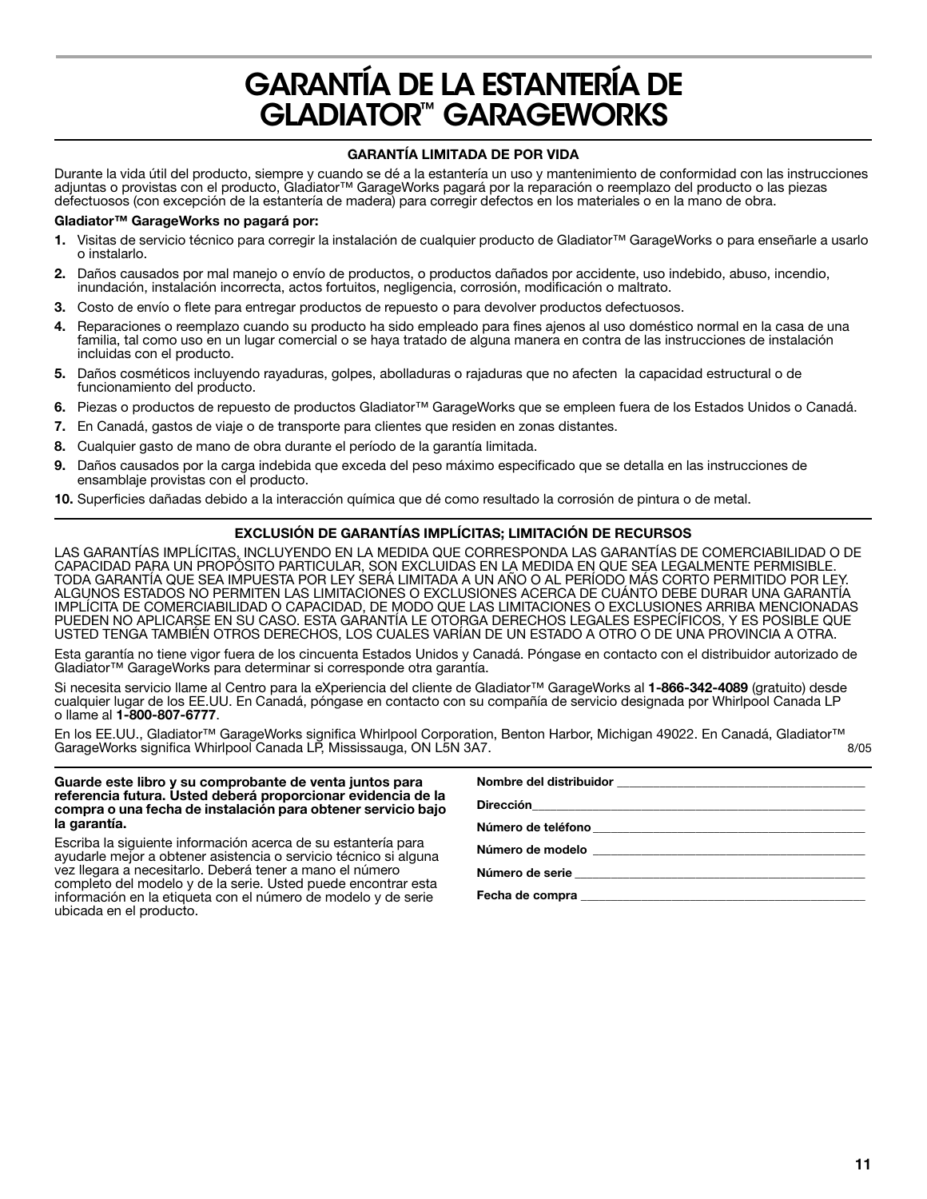# GARANTÍA DE LA ESTANTERÍA DE GLADIATOR™ GARAGEWORKS

## GARANTÍA LIMITADA DE POR VIDA

Durante la vida útil del producto, siempre y cuando se dé a la estantería un uso y mantenimiento de conformidad con las instrucciones adjuntas o provistas con el producto, Gladiator™ GarageWorks pagará por la reparación o reemplazo del producto o las piezas defectuosos (con excepción de la estantería de madera) para corregir defectos en los materiales o en la mano de obra.

**Gladiator™ GarageWorks no pagará por:**

1. Visitas de servicio técnico para corregir la instalación de cualquier producto de Gladiator™ GarageWorks o para enseñarle a usarlo o instalarlo.
2. Daños causados por mal manejo o envío de productos, o productos dañados por accidente, uso indebido, abuso, incendio, inundación, instalación incorrecta, actos fortuitos, negligencia, corrosión, modificación o maltrato.
3. Costo de envío o flete para entregar productos de repuesto o para devolver productos defectuosos.
4. Reparaciones o reemplazo cuando su producto ha sido empleado para fines ajenos al uso doméstico normal en la casa de una familia, tal como uso en un lugar comercial o se haya tratado de alguna manera en contra de las instrucciones de instalación incluidas con el producto.
5. Daños cosméticos incluyendo rayaduras, golpes, abolladuras o rajaduras que no afecten la capacidad estructural o de funcionamiento del producto.
6. Piezas o productos de repuesto de productos Gladiator™ GarageWorks que se empleen fuera de los Estados Unidos o Canadá.
7. En Canadá, gastos de viaje o de transporte para clientes que residen en zonas distantes.
8. Cualquier gasto de mano de obra durante el período de la garantía limitada.
9. Daños causados por la carga indebida que exceda del peso máximo especificado que se detalla en las instrucciones de ensamblaje provistas con el producto.
10. Superficies dañadas debido a la interacción química que dé como resultado la corrosión de pintura o de metal.

## EXCLUSIÓN DE GARANTÍAS IMPLÍCITAS; LIMITACIÓN DE RECURSOS

LAS GARANTÍAS IMPLÍCITAS, INCLUYENDO EN LA MEDIDA QUE CORRESPONDA LAS GARANTÍAS DE COMERCIABILIDAD O DE CAPACIDAD PARA UN PROPÓSITO PARTICULAR, SON EXCLUIDAS EN LA MEDIDA EN QUE SEA LEGALMENTE PERMISIBLE. TODA GARANTÍA QUE SEA IMPUESTA POR LEY SERÁ LIMITADA A UN AÑO O AL PERÍODO MÁS CORTO PERMITIDO POR LEY. ALGUNOS ESTADOS NO PERMITEN LAS LIMITACIONES O EXCLUSIONES ACERCA DE CUÁNTO DEBE DURAR UNA GARANTÍA IMPLÍCITA DE COMERCIABILIDAD O CAPACIDAD, DE MODO QUE LAS LIMITACIONES O EXCLUSIONES ARRIBA MENCIONADAS PUEDEN NO APLICARSE EN SU CASO. ESTA GARANTÍA LE OTORGA DERECHOS LEGALES ESPECÍFICOS, Y ES POSIBLE QUE USTED TENGA TAMBIÉN OTROS DERECHOS, LOS CUALES VARÍAN DE UN ESTADO A OTRO O DE UNA PROVINCIA A OTRA.

Esta garantía no tiene vigor fuera de los cincuenta Estados Unidos y Canadá. Póngase en contacto con el distribuidor autorizado de Gladiator™ GarageWorks para determinar si corresponde otra garantía.

Si necesita servicio llame al Centro para la eXperiencia del cliente de Gladiator™ GarageWorks al **1-866-342-4089** (gratuito) desde cualquier lugar de los EE.UU. En Canadá, póngase en contacto con su compañía de servicio designada por Whirlpool Canada LP o llame al **1-800-807-6777**.

En los EE.UU., Gladiator™ GarageWorks significa Whirlpool Corporation, Benton Harbor, Michigan 49022. En Canadá, Gladiator™ GarageWorks significa Whirlpool Canada LP, Mississauga, ON L5N 3A7.

8/05

**Guarde este libro y su comprobante de venta juntos para referencia futura. Usted deberá proporcionar evidencia de la compra o una fecha de instalación para obtener servicio bajo la garantía.**

Escriba la siguiente información acerca de su estantería para ayudarle mejor a obtener asistencia o servicio técnico si alguna vez llegara a necesitarlo. Deberá tener a mano el número completo del modelo y de la serie. Usted puede encontrar esta información en la etiqueta con el número de modelo y de serie ubicada en el producto.

**Nombre del distribuidor** ____________________

**Dirección** ____________________

**Número de teléfono** ____________________

**Número de modelo** ____________________

**Número de serie** ____________________

**Fecha de compra** ____________________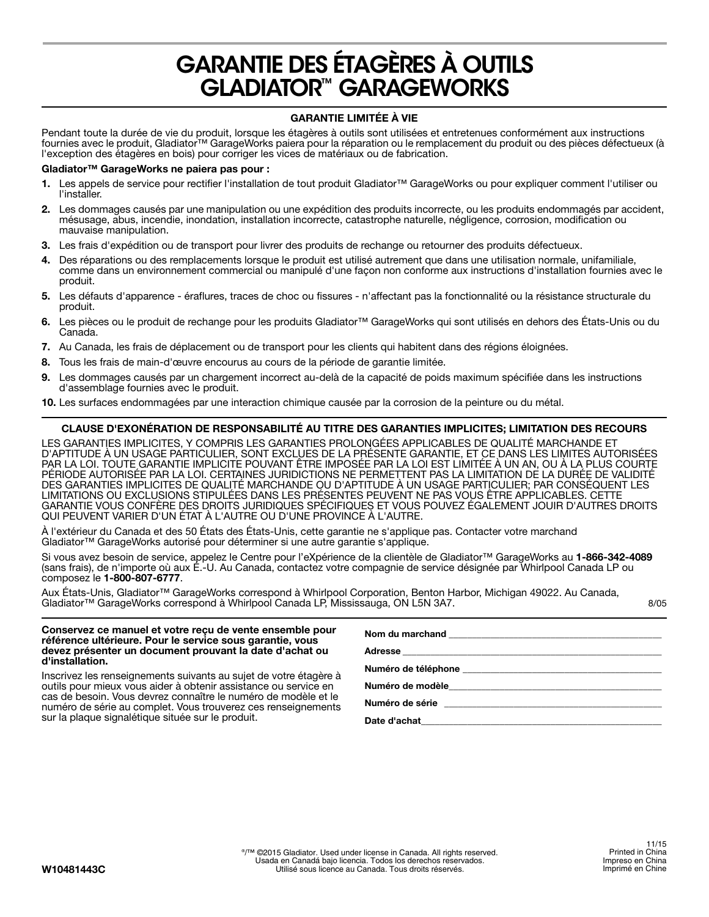# GARANTIE DES ÉTAGÈRES À OUTILS GLADIATOR™ GARAGEWORKS

## GARANTIE LIMITÉE À VIE

Pendant toute la durée de vie du produit, lorsque les étagères à outils sont utilisées et entretenues conformément aux instructions fournies avec le produit, Gladiator™ GarageWorks paiera pour la réparation ou le remplacement du produit ou des pièces défectueux (à l'exception des étagères en bois) pour corriger les vices de matériaux ou de fabrication.

**Gladiator™ GarageWorks ne paiera pas pour :**

1. Les appels de service pour rectifier l'installation de tout produit Gladiator™ GarageWorks ou pour expliquer comment l'utiliser ou l'installer.
2. Les dommages causés par une manipulation ou une expédition des produits incorrecte, ou les produits endommagés par accident, mésusage, abus, incendie, inondation, installation incorrecte, catastrophe naturelle, négligence, corrosion, modification ou mauvaise manipulation.
3. Les frais d'expédition ou de transport pour livrer des produits de rechange ou retourner des produits défectueux.
4. Des réparations ou des remplacements lorsque le produit est utilisé autrement que dans une utilisation normale, unifamiliale, comme dans un environnement commercial ou manipulé d'une façon non conforme aux instructions d'installation fournies avec le produit.
5. Les défauts d'apparence - éraflures, traces de choc ou fissures - n'affectant pas la fonctionnalité ou la résistance structurale du produit.
6. Les pièces ou le produit de rechange pour les produits Gladiator™ GarageWorks qui sont utilisés en dehors des États-Unis ou du Canada.
7. Au Canada, les frais de déplacement ou de transport pour les clients qui habitent dans des régions éloignées.
8. Tous les frais de main-d'œuvre encourus au cours de la période de garantie limitée.
9. Les dommages causés par un chargement incorrect au-delà de la capacité de poids maximum spécifiée dans les instructions d'assemblage fournies avec le produit.
10. Les surfaces endommagées par une interaction chimique causée par la corrosion de la peinture ou du métal.

## CLAUSE D'EXONÉRATION DE RESPONSABILITÉ AU TITRE DES GARANTIES IMPLICITES; LIMITATION DES RECOURS

LES GARANTIES IMPLICITES, Y COMPRIS LES GARANTIES PROLONGÉES APPLICABLES DE QUALITÉ MARCHANDE ET D'APTITUDE À UN USAGE PARTICULIER, SONT EXCLUES DE LA PRÉSENTE GARANTIE, ET CE DANS LES LIMITES AUTORISÉES PAR LA LOI. TOUTE GARANTIE IMPLICITE POUVANT ÊTRE IMPOSÉE PAR LA LOI EST LIMITÉE À UN AN, OU À LA PLUS COURTE PÉRIODE AUTORISÉE PAR LA LOI. CERTAINES JURIDICTIONS NE PERMETTENT PAS LA LIMITATION DE LA DURÉE DE VALIDITÉ DES GARANTIES IMPLICITES DE QUALITÉ MARCHANDE OU D'APTITUDE À UN USAGE PARTICULIER; PAR CONSÉQUENT LES LIMITATIONS OU EXCLUSIONS STIPULÉES DANS LES PRÉSENTES PEUVENT NE PAS VOUS ÊTRE APPLICABLES. CETTE GARANTIE VOUS CONFÈRE DES DROITS JURIDIQUES SPÉCIFIQUES ET VOUS POUVEZ ÉGALEMENT JOUIR D'AUTRES DROITS QUI PEUVENT VARIER D'UN ÉTAT À L'AUTRE OU D'UNE PROVINCE À L'AUTRE.

À l'extérieur du Canada et des 50 États des États-Unis, cette garantie ne s'applique pas. Contacter votre marchand Gladiator™ GarageWorks autorisé pour déterminer si une autre garantie s'applique.

Si vous avez besoin de service, appelez le Centre pour l'eXpérience de la clientèle de Gladiator™ GarageWorks au **1-866-342-4089** (sans frais), de n'importe où aux É.-U. Au Canada, contactez votre compagnie de service désignée par Whirlpool Canada LP ou composez le **1-800-807-6777**.

Aux États-Unis, Gladiator™ GarageWorks correspond à Whirlpool Corporation, Benton Harbor, Michigan 49022. Au Canada, Gladiator™ GarageWorks correspond à Whirlpool Canada LP, Mississauga, ON L5N 3A7.

8/05

**Conservez ce manuel et votre reçu de vente ensemble pour référence ultérieure. Pour le service sous garantie, vous devez présenter un document prouvant la date d'achat ou d'installation.**

Inscrivez les renseignements suivants au sujet de votre étagère à outils pour mieux vous aider à obtenir assistance ou service en cas de besoin. Vous devrez connaître le numéro de modèle et le numéro de série au complet. Vous trouverez ces renseignements sur la plaque signalétique située sur le produit.

**Nom du marchand** ____________________

**Adresse** ____________________

**Numéro de téléphone** ____________________

**Numéro de modèle** ____________________

**Numéro de série** ____________________

**Date d'achat** ____________________

**W10481443C**

®/™ ©2015 Gladiator. Used under license in Canada. All rights reserved.
Usada en Canadá bajo licencia. Todos los derechos reservados.
Utilisé sous licence au Canada. Tous droits réservés.

11/15
Printed in China
Impreso en China
Imprimé en Chine